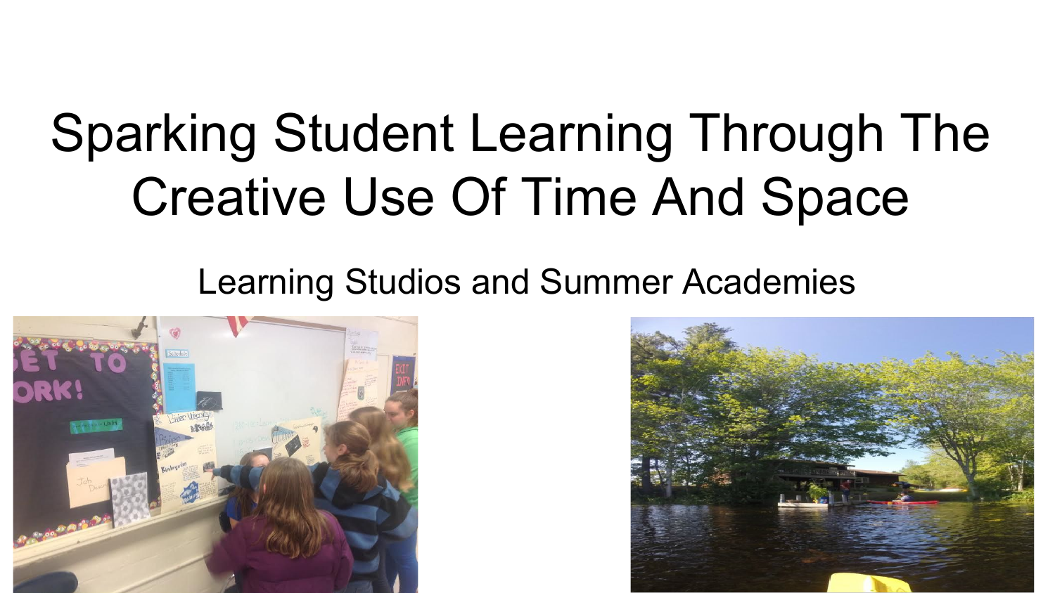# Sparking Student Learning Through The Creative Use Of Time And Space

## Learning Studios and Summer Academies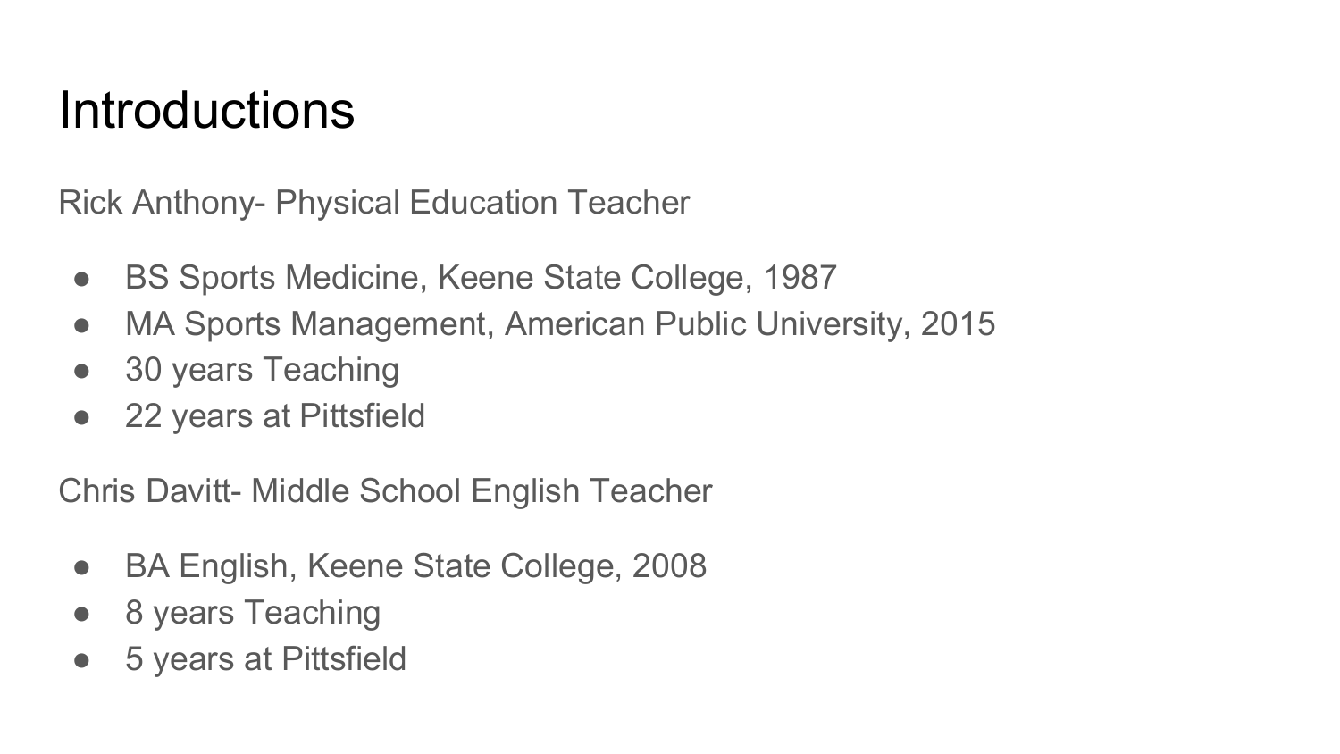# Introductions

Rick Anthony- Physical Education Teacher

- BS Sports Medicine, Keene State College, 1987
- MA Sports Management, American Public University, 2015
- 30 years Teaching
- 22 years at Pittsfield

Chris Davitt- Middle School English Teacher

- BA English, Keene State College, 2008
- 8 years Teaching
- 5 years at Pittsfield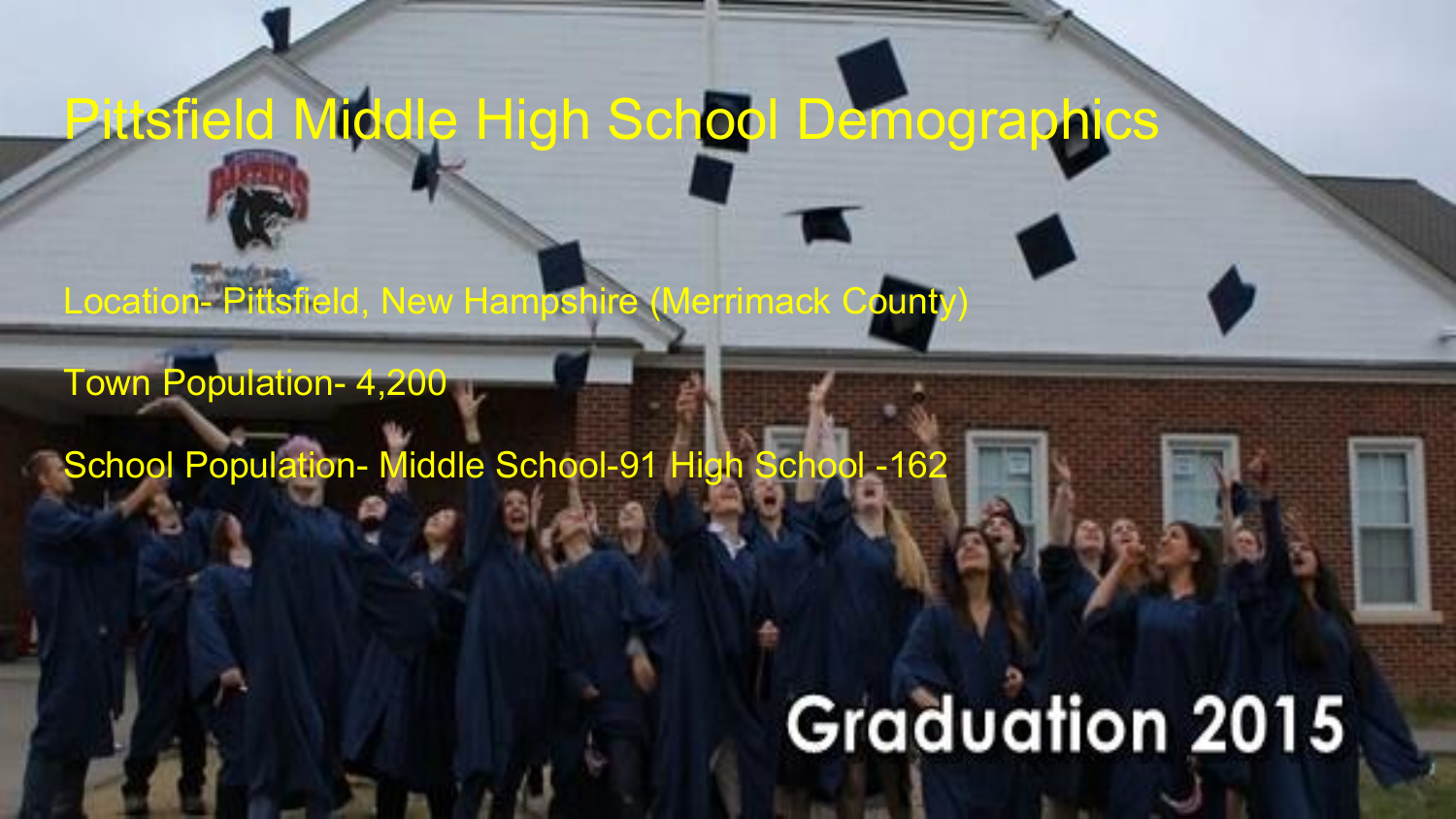# Pittsfield Middle High School Demographics

Location- Pittsfield, New Hampshire (Merrimack County)

Town Population- 4,200

School Population- Middle School-91 High School -162

Graduation 2015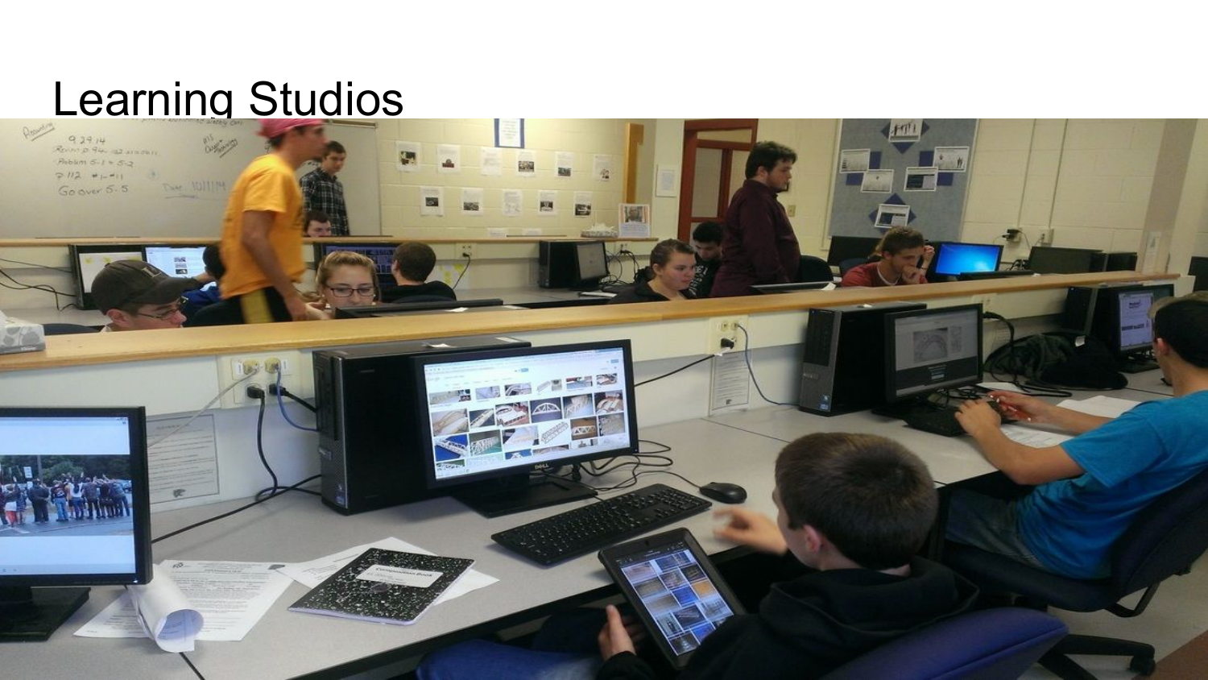# Learning Studios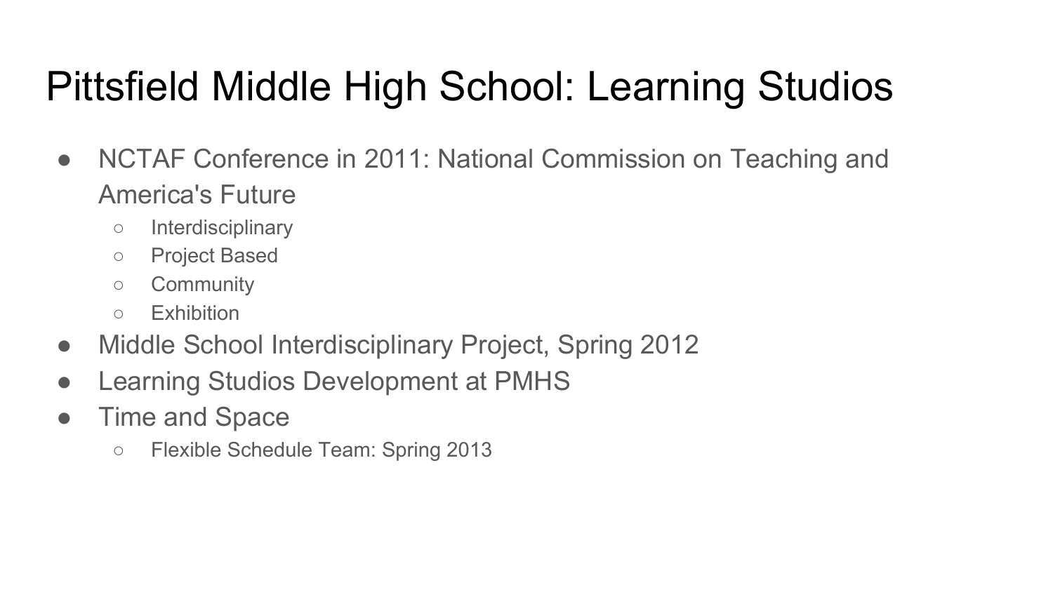# Pittsfield Middle High School: Learning Studios

- NCTAF Conference in 2011: National Commission on Teaching and America's Future
  - Interdisciplinary
  - Project Based
  - Community
  - Exhibition
- Middle School Interdisciplinary Project, Spring 2012
- Learning Studios Development at PMHS
- Time and Space
  - Flexible Schedule Team: Spring 2013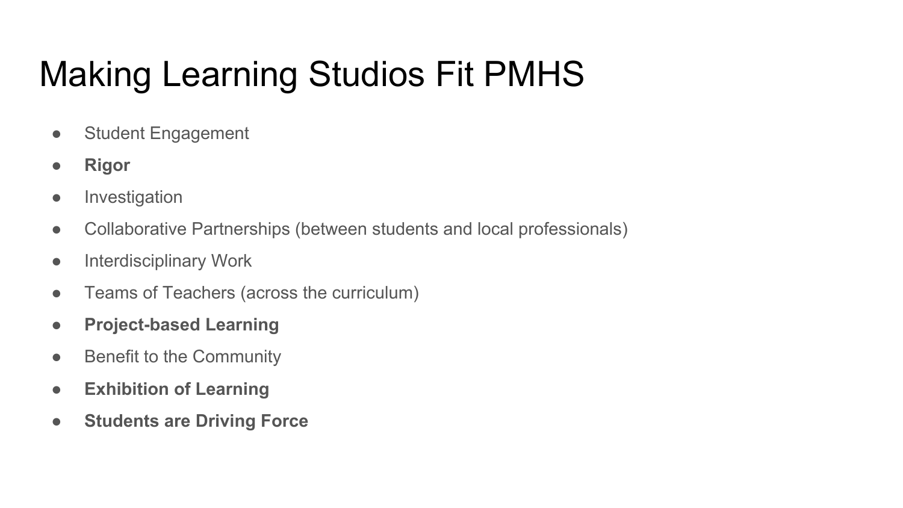# Making Learning Studios Fit PMHS

- Student Engagement
- **Rigor**
- Investigation
- Collaborative Partnerships (between students and local professionals)
- Interdisciplinary Work
- Teams of Teachers (across the curriculum)
- **Project-based Learning**
- Benefit to the Community
- **Exhibition of Learning**
- **Students are Driving Force**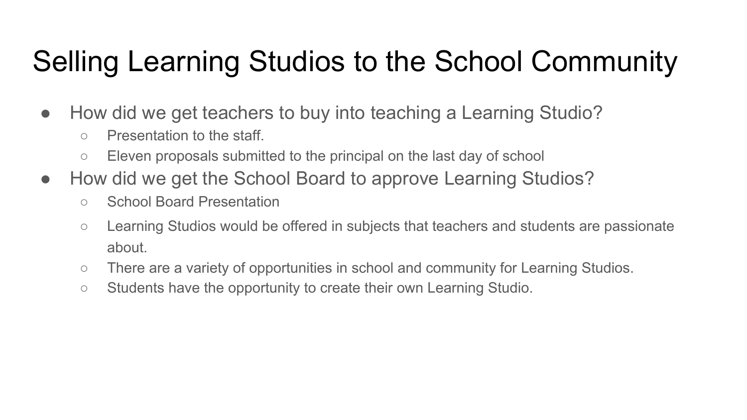# Selling Learning Studios to the School Community

- How did we get teachers to buy into teaching a Learning Studio?
  - Presentation to the staff.
  - Eleven proposals submitted to the principal on the last day of school
- How did we get the School Board to approve Learning Studios?
  - School Board Presentation
  - Learning Studios would be offered in subjects that teachers and students are passionate about.
  - There are a variety of opportunities in school and community for Learning Studios.
  - Students have the opportunity to create their own Learning Studio.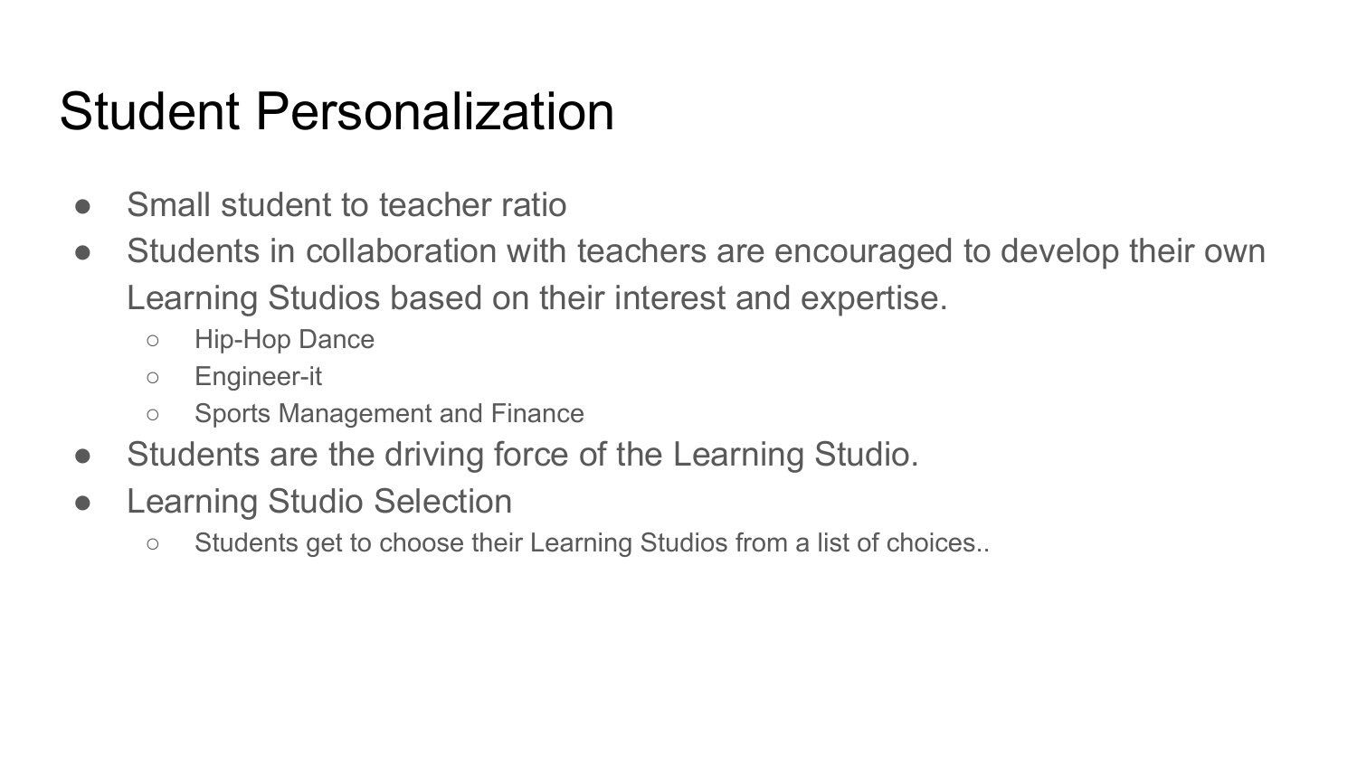# Student Personalization

- Small student to teacher ratio
- Students in collaboration with teachers are encouraged to develop their own Learning Studios based on their interest and expertise.
  - Hip-Hop Dance
  - Engineer-it
  - Sports Management and Finance
- Students are the driving force of the Learning Studio.
- Learning Studio Selection
  - Students get to choose their Learning Studios from a list of choices..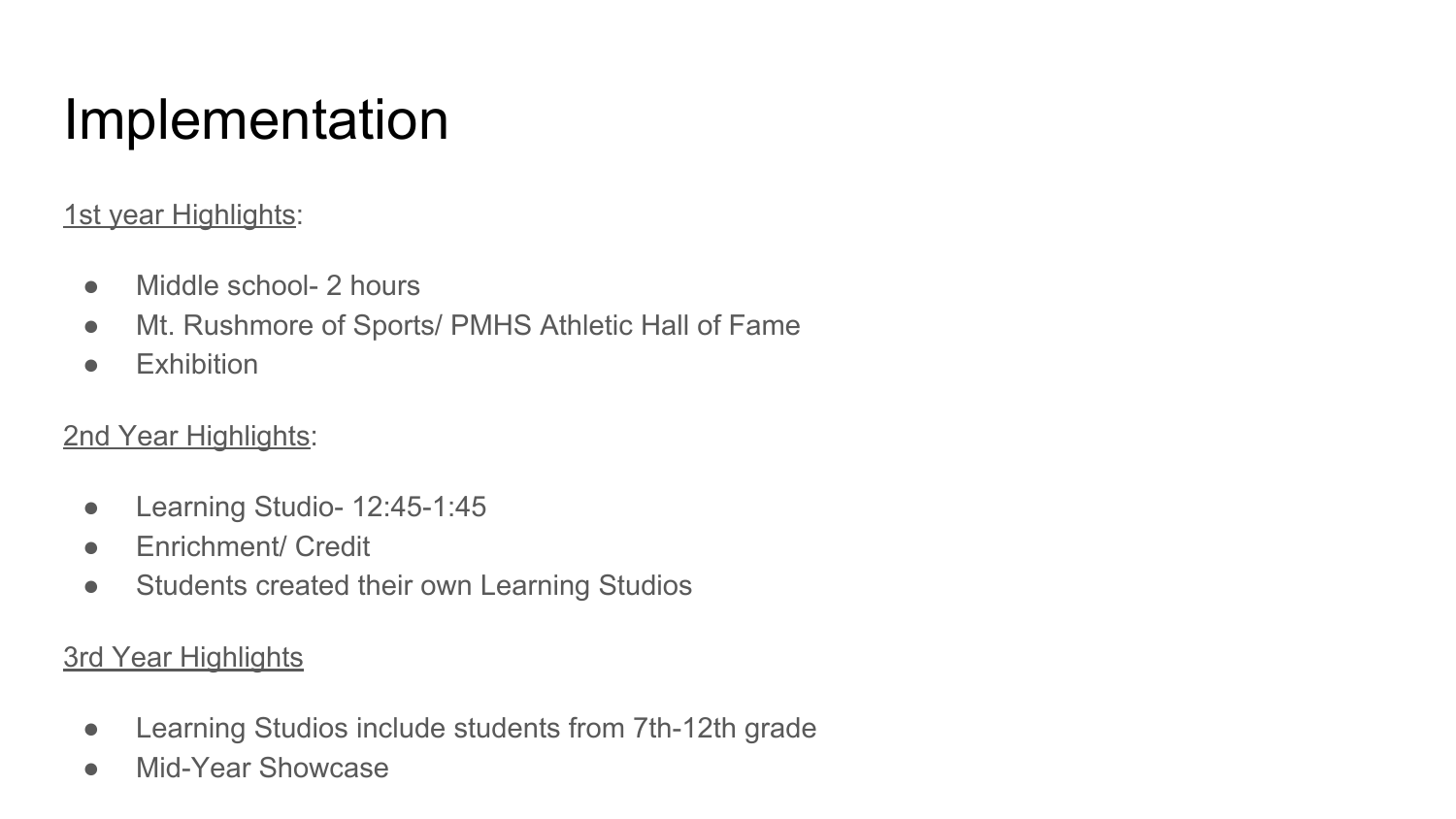# Implementation

<u>1st year Highlights</u>:

- Middle school- 2 hours
- Mt. Rushmore of Sports/ PMHS Athletic Hall of Fame
- Exhibition

<u>2nd Year Highlights</u>:

- Learning Studio- 12:45-1:45
- Enrichment/ Credit
- Students created their own Learning Studios

<u>3rd Year Highlights</u>

- Learning Studios include students from 7th-12th grade
- Mid-Year Showcase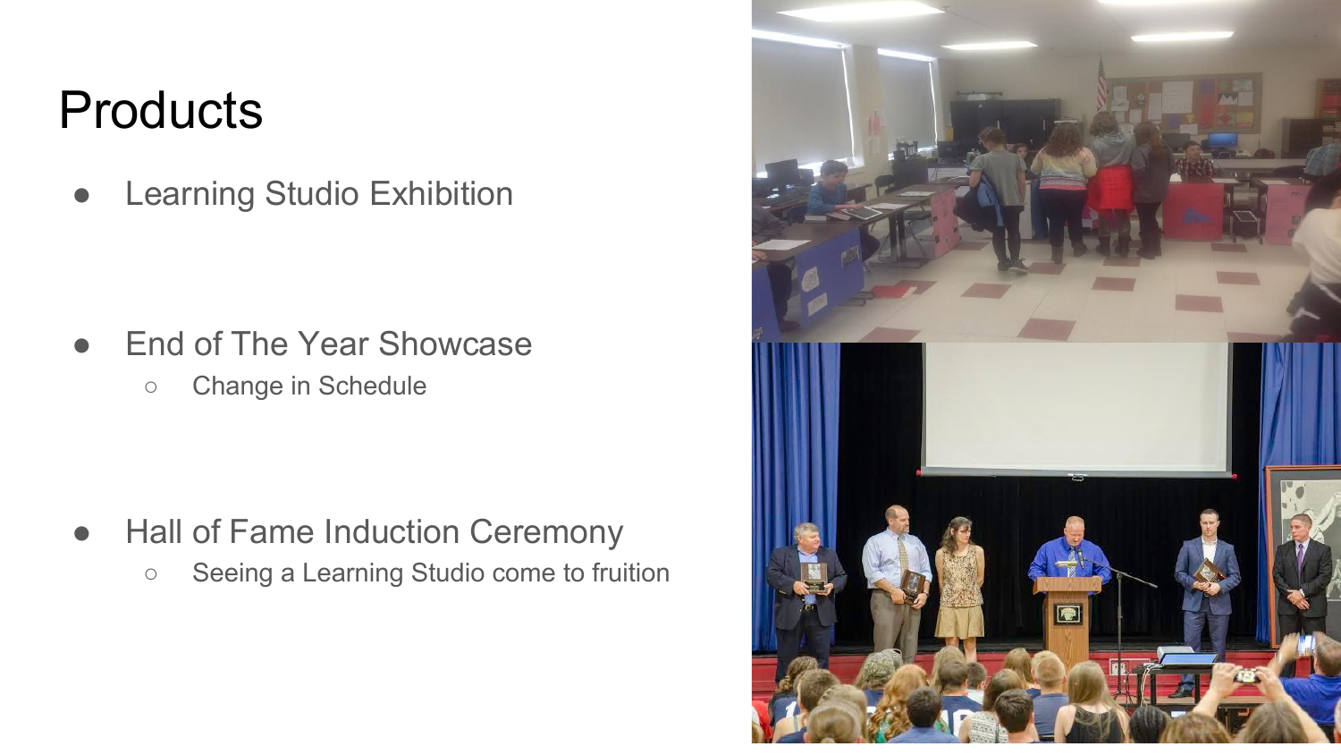# Products

- Learning Studio Exhibition
- End of The Year Showcase
  - Change in Schedule
- Hall of Fame Induction Ceremony
  - Seeing a Learning Studio come to fruition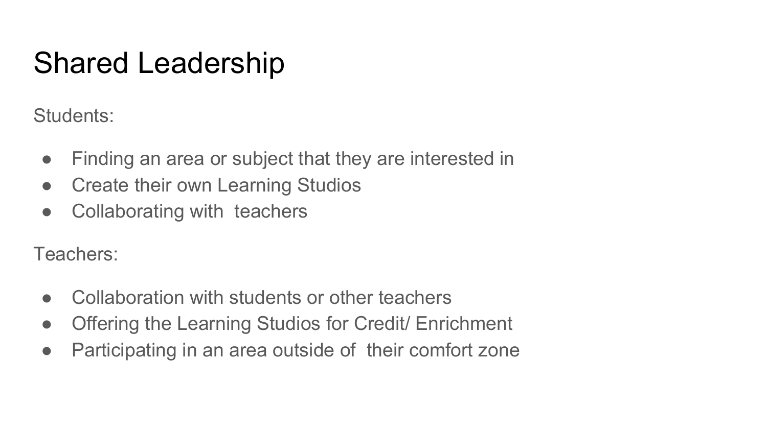# Shared Leadership

Students:

- Finding an area or subject that they are interested in
- Create their own Learning Studios
- Collaborating with teachers

Teachers:

- Collaboration with students or other teachers
- Offering the Learning Studios for Credit/ Enrichment
- Participating in an area outside of their comfort zone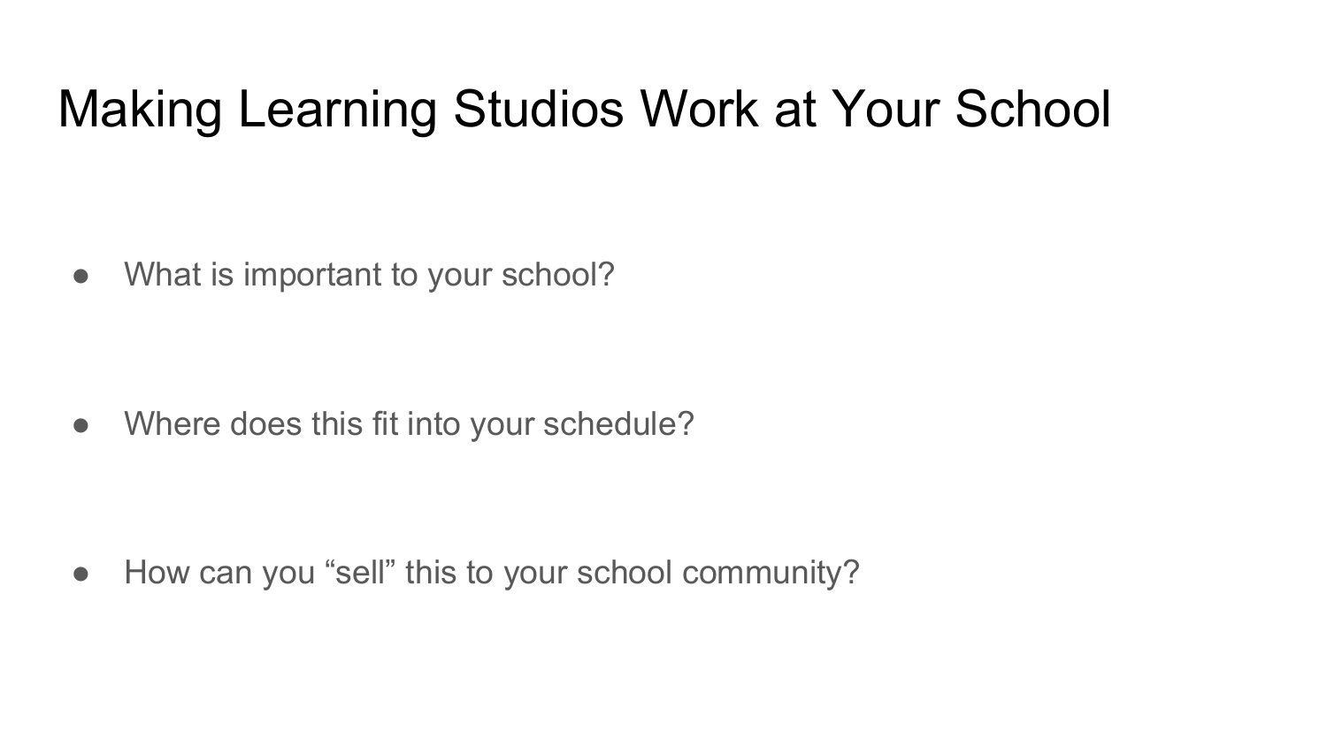# Making Learning Studios Work at Your School

- What is important to your school?
- Where does this fit into your schedule?
- How can you “sell” this to your school community?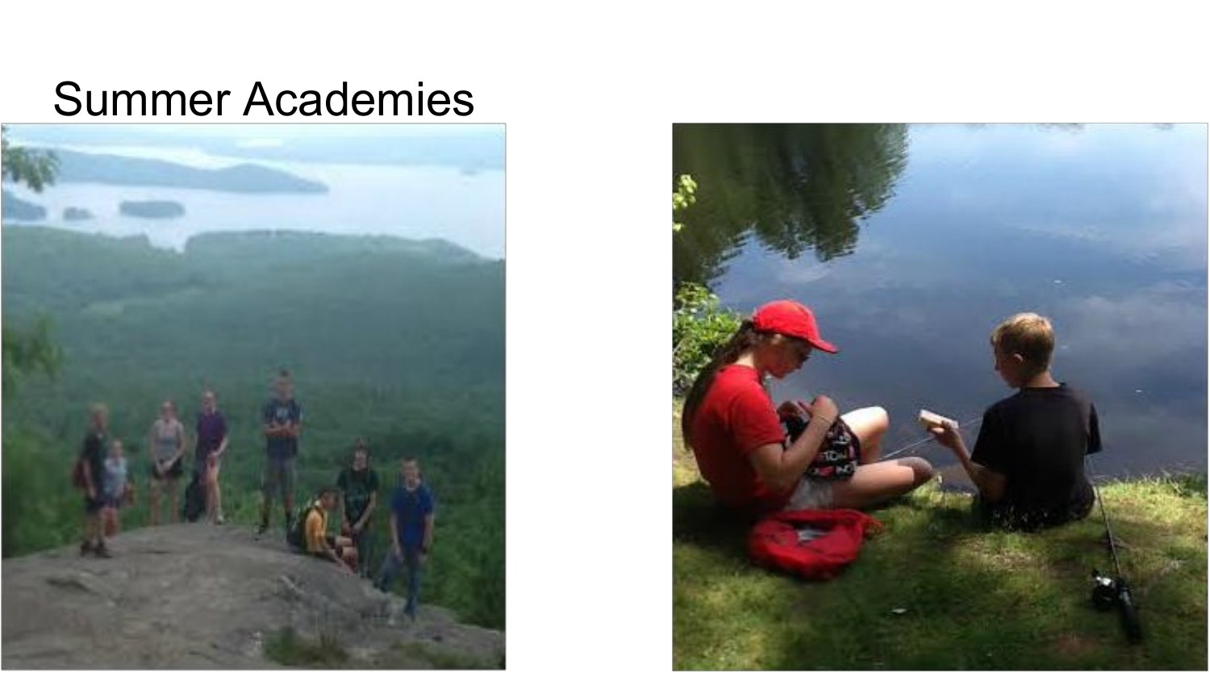# Summer Academies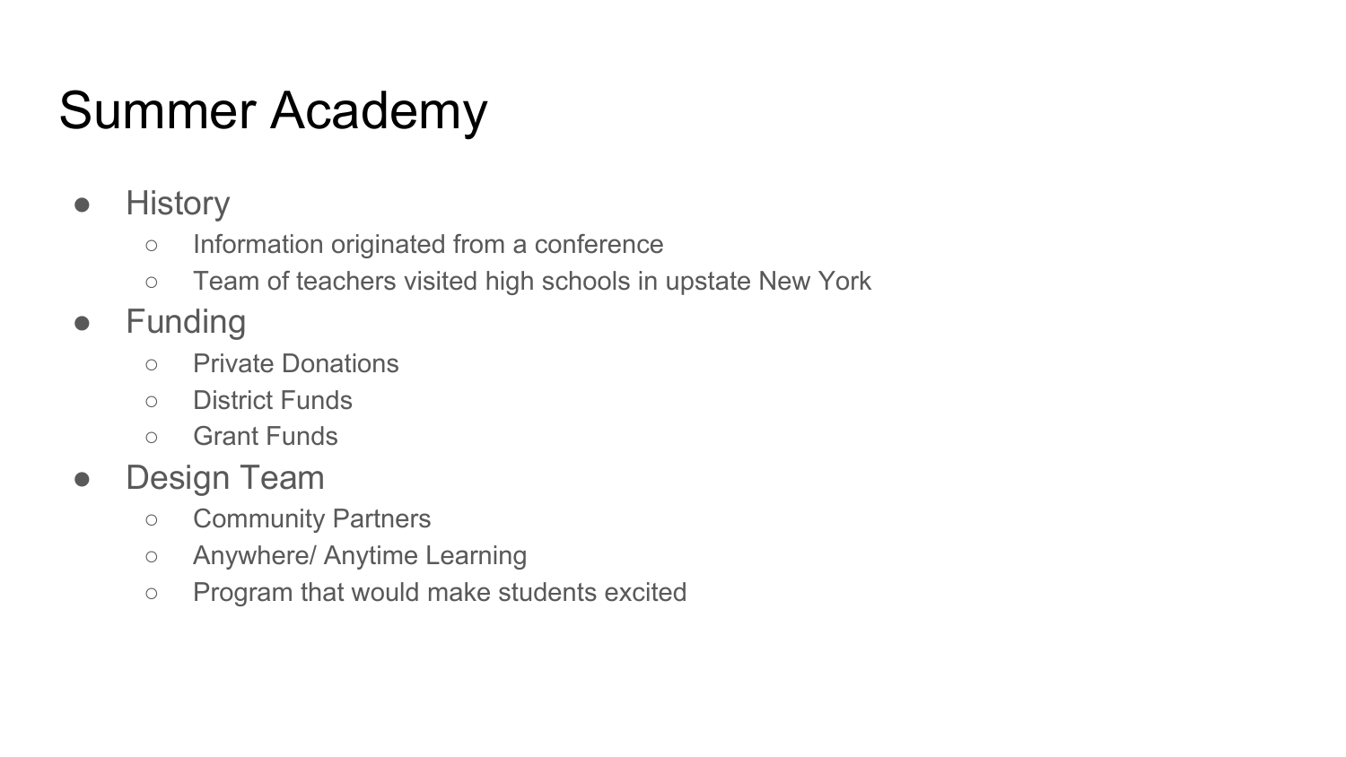# Summer Academy

- History
  - Information originated from a conference
  - Team of teachers visited high schools in upstate New York
- Funding
  - Private Donations
  - District Funds
  - Grant Funds
- Design Team
  - Community Partners
  - Anywhere/ Anytime Learning
  - Program that would make students excited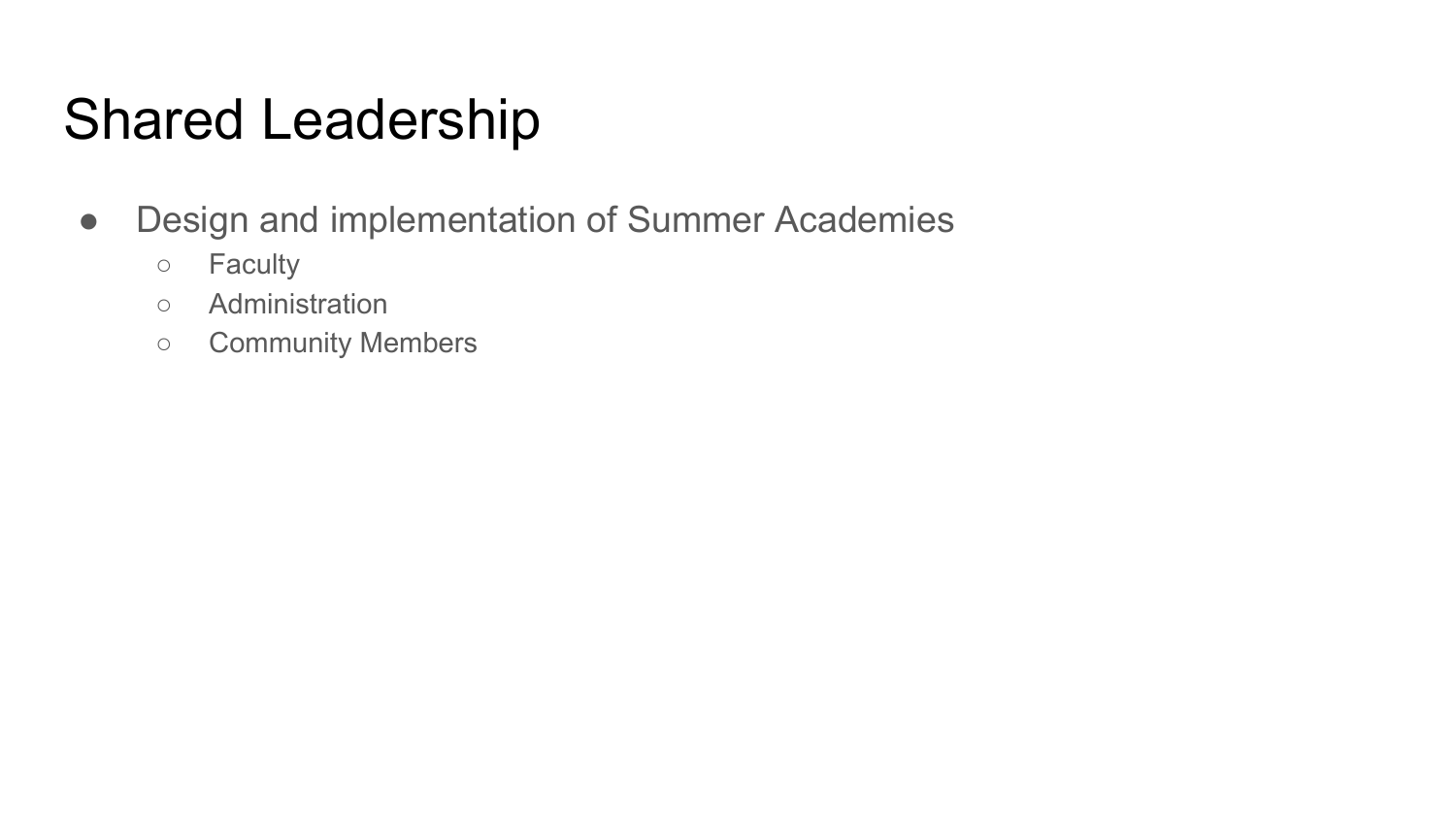# Shared Leadership

- Design and implementation of Summer Academies
  - Faculty
  - Administration
  - Community Members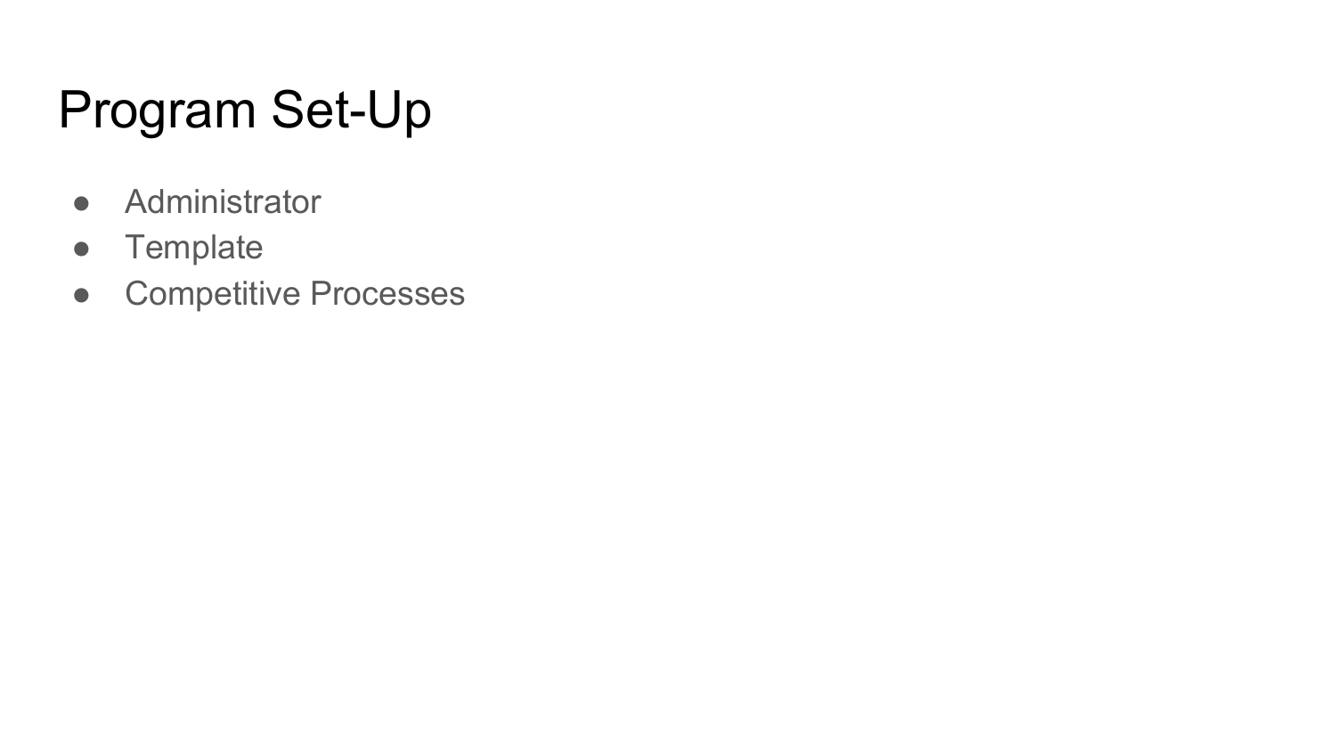# Program Set-Up

- Administrator
- Template
- Competitive Processes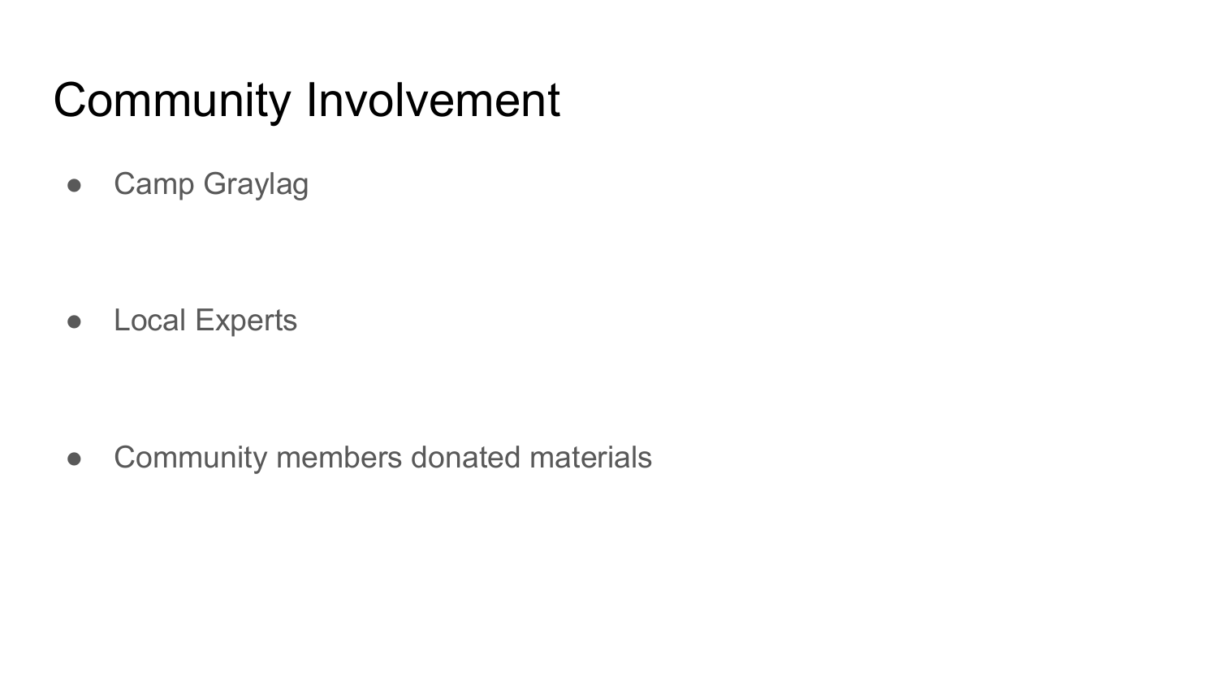# Community Involvement

- Camp Graylag

- Local Experts

- Community members donated materials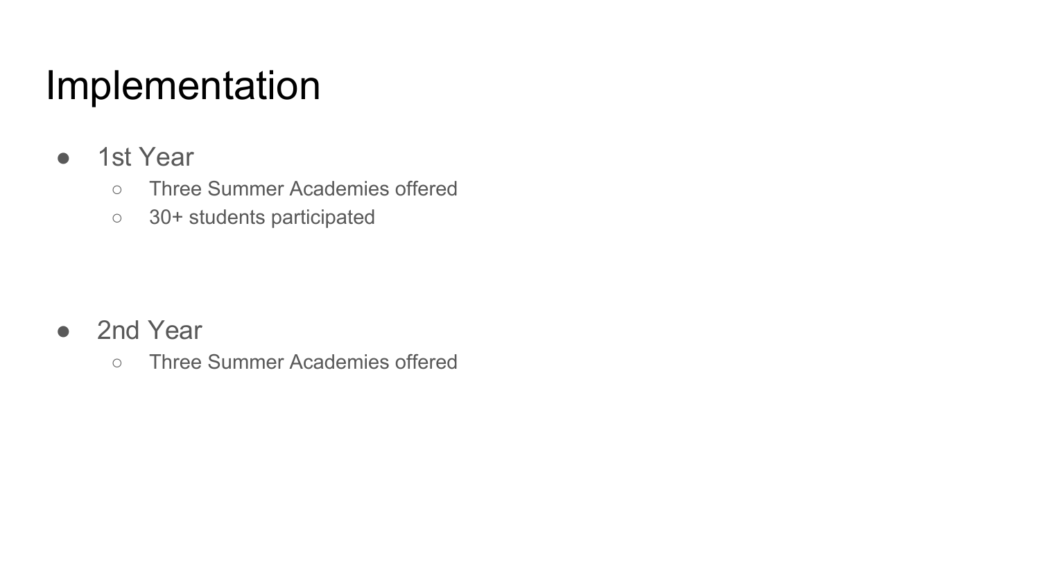# Implementation

- 1st Year
  - Three Summer Academies offered
  - 30+ students participated

- 2nd Year
  - Three Summer Academies offered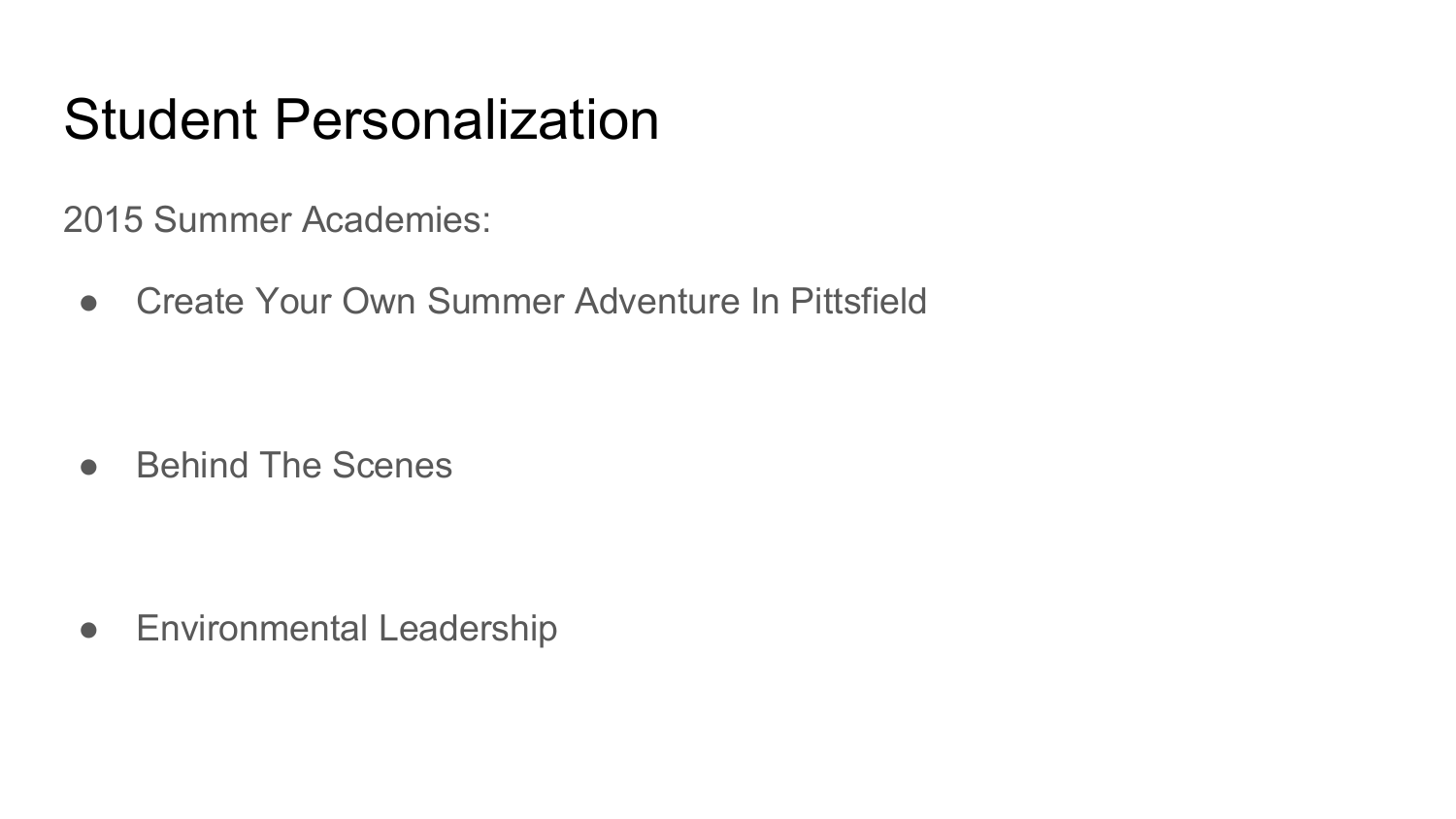# Student Personalization

2015 Summer Academies:

- Create Your Own Summer Adventure In Pittsfield
- Behind The Scenes
- Environmental Leadership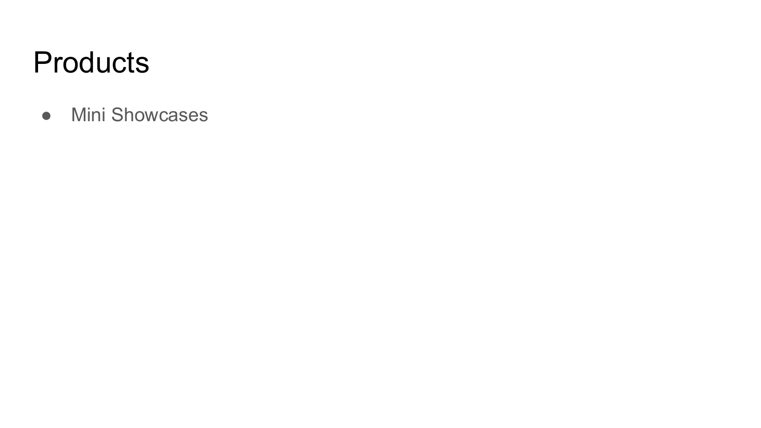# Products

- Mini Showcases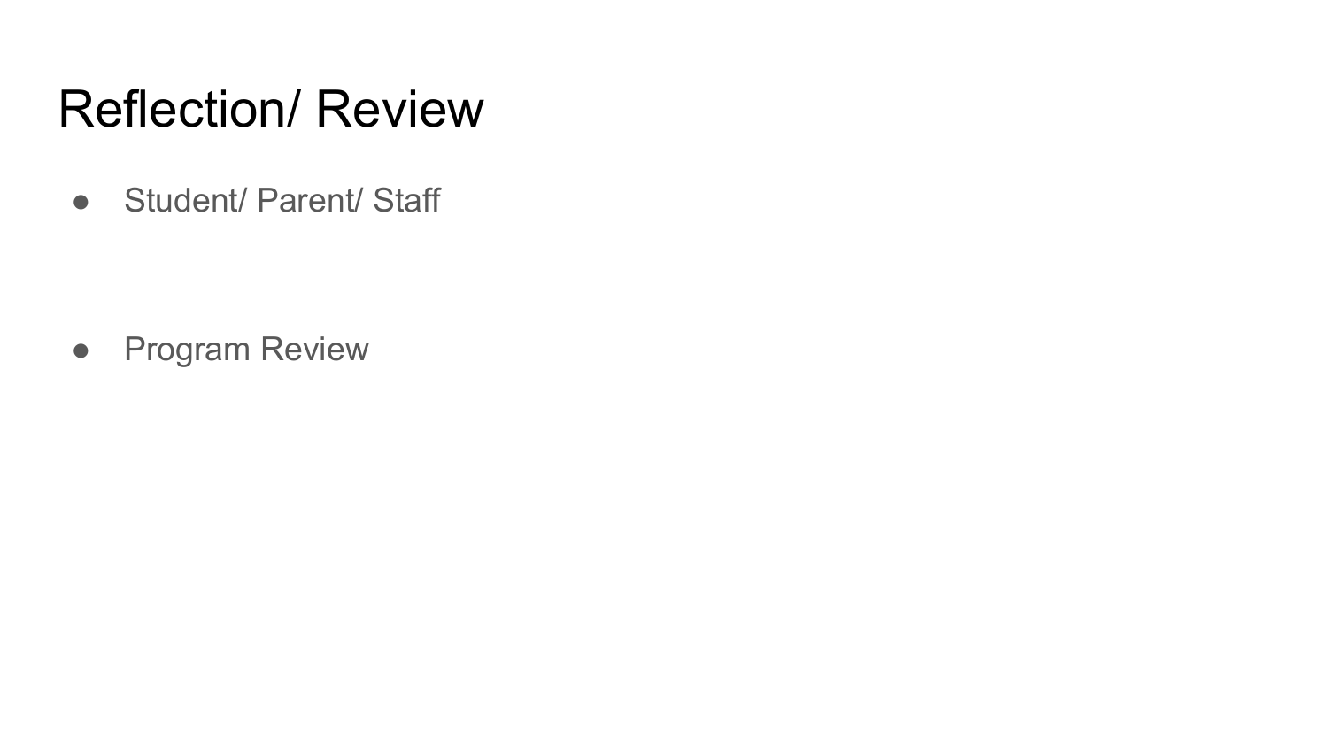# Reflection/ Review

- Student/ Parent/ Staff

- Program Review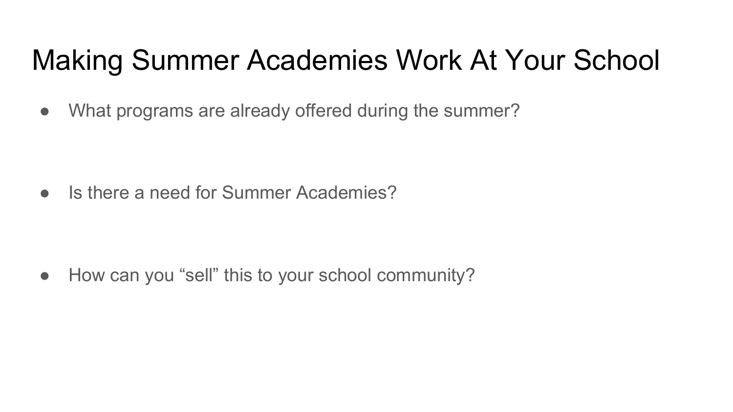# Making Summer Academies Work At Your School

- What programs are already offered during the summer?
- Is there a need for Summer Academies?
- How can you “sell” this to your school community?